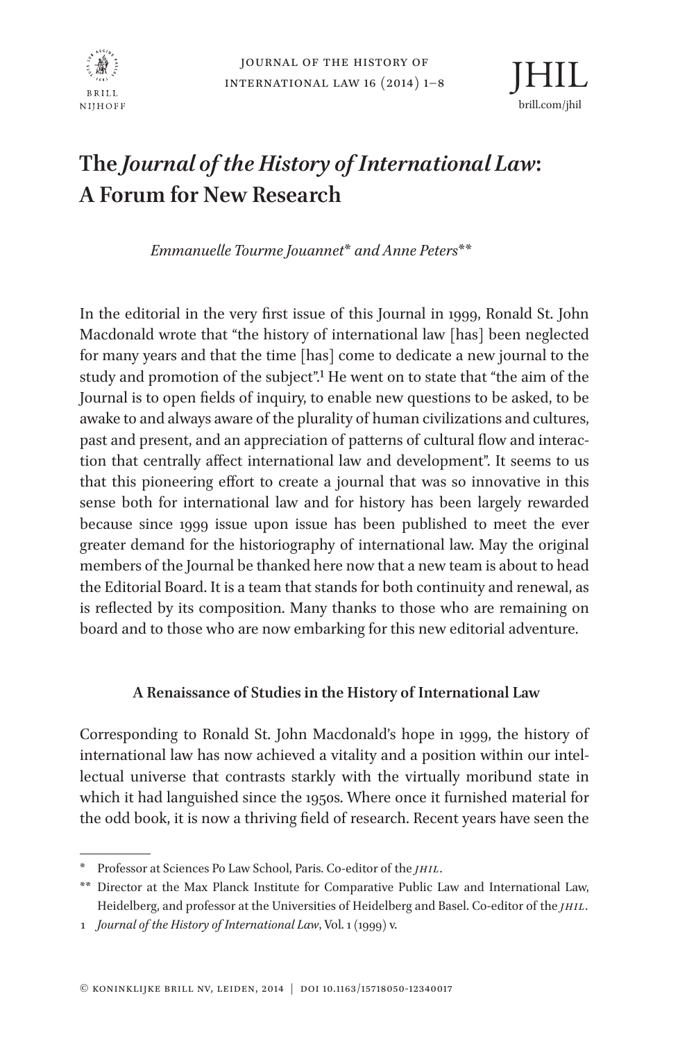# The *Journal of the History of International Law*: A Forum for New Research

*Emmanuelle Tourme Jouannet\* and Anne Peters\*\**

In the editorial in the very first issue of this Journal in 1999, Ronald St. John Macdonald wrote that "the history of international law [has] been neglected for many years and that the time [has] come to dedicate a new journal to the study and promotion of the subject".[1] He went on to state that "the aim of the Journal is to open fields of inquiry, to enable new questions to be asked, to be awake to and always aware of the plurality of human civilizations and cultures, past and present, and an appreciation of patterns of cultural flow and interaction that centrally affect international law and development". It seems to us that this pioneering effort to create a journal that was so innovative in this sense both for international law and for history has been largely rewarded because since 1999 issue upon issue has been published to meet the ever greater demand for the historiography of international law. May the original members of the Journal be thanked here now that a new team is about to head the Editorial Board. It is a team that stands for both continuity and renewal, as is reflected by its composition. Many thanks to those who are remaining on board and to those who are now embarking for this new editorial adventure.

## A Renaissance of Studies in the History of International Law

Corresponding to Ronald St. John Macdonald's hope in 1999, the history of international law has now achieved a vitality and a position within our intellectual universe that contrasts starkly with the virtually moribund state in which it had languished since the 1950s. Where once it furnished material for the odd book, it is now a thriving field of research. Recent years have seen the

---

\* Professor at Sciences Po Law School, Paris. Co-editor of the *JHIL*.

\*\* Director at the Max Planck Institute for Comparative Public Law and International Law, Heidelberg, and professor at the Universities of Heidelberg and Basel. Co-editor of the *JHIL*.

1 *Journal of the History of International Law*, Vol. 1 (1999) v.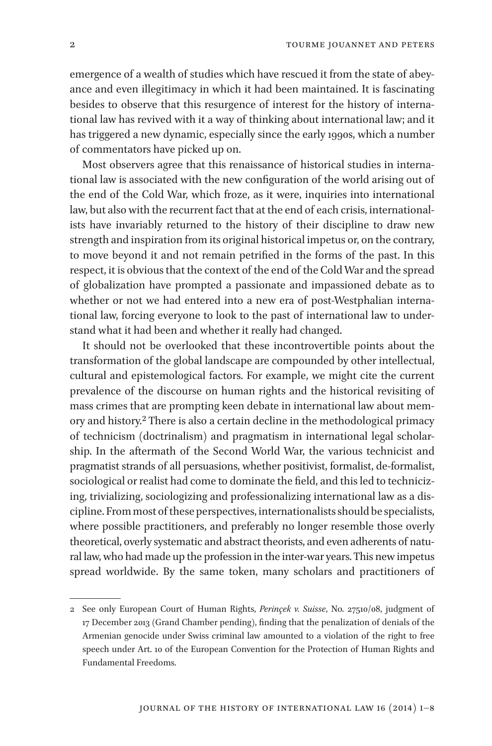emergence of a wealth of studies which have rescued it from the state of abeyance and even illegitimacy in which it had been maintained. It is fascinating besides to observe that this resurgence of interest for the history of international law has revived with it a way of thinking about international law; and it has triggered a new dynamic, especially since the early 1990s, which a number of commentators have picked up on.

Most observers agree that this renaissance of historical studies in international law is associated with the new configuration of the world arising out of the end of the Cold War, which froze, as it were, inquiries into international law, but also with the recurrent fact that at the end of each crisis, internationalists have invariably returned to the history of their discipline to draw new strength and inspiration from its original historical impetus or, on the contrary, to move beyond it and not remain petrified in the forms of the past. In this respect, it is obvious that the context of the end of the Cold War and the spread of globalization have prompted a passionate and impassioned debate as to whether or not we had entered into a new era of post-Westphalian international law, forcing everyone to look to the past of international law to understand what it had been and whether it really had changed.

It should not be overlooked that these incontrovertible points about the transformation of the global landscape are compounded by other intellectual, cultural and epistemological factors. For example, we might cite the current prevalence of the discourse on human rights and the historical revisiting of mass crimes that are prompting keen debate in international law about memory and history.[2] There is also a certain decline in the methodological primacy of technicism (doctrinalism) and pragmatism in international legal scholarship. In the aftermath of the Second World War, the various technicist and pragmatist strands of all persuasions, whether positivist, formalist, de-formalist, sociological or realist had come to dominate the field, and this led to technicizing, trivializing, sociologizing and professionalizing international law as a discipline. From most of these perspectives, internationalists should be specialists, where possible practitioners, and preferably no longer resemble those overly theoretical, overly systematic and abstract theorists, and even adherents of natural law, who had made up the profession in the inter-war years. This new impetus spread worldwide. By the same token, many scholars and practitioners of

---

2 See only European Court of Human Rights, *Perinçek v. Suisse*, No. 27510/08, judgment of 17 December 2013 (Grand Chamber pending), finding that the penalization of denials of the Armenian genocide under Swiss criminal law amounted to a violation of the right to free speech under Art. 10 of the European Convention for the Protection of Human Rights and Fundamental Freedoms.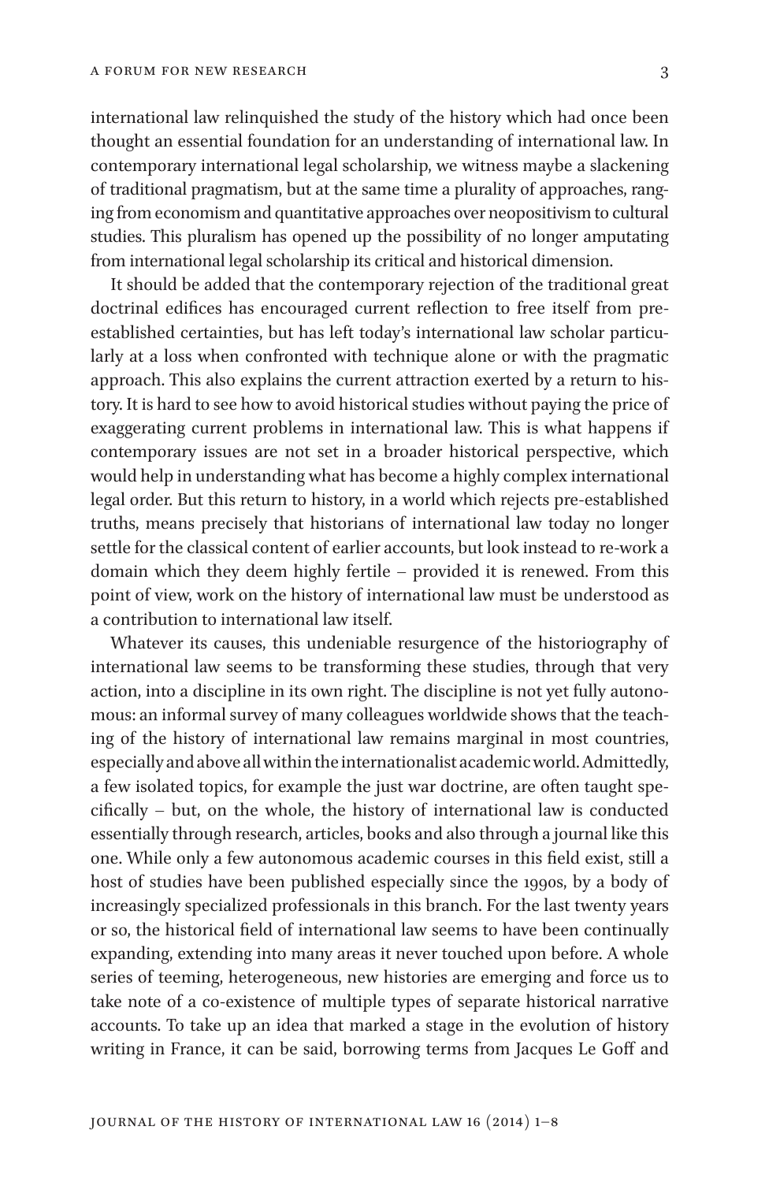international law relinquished the study of the history which had once been thought an essential foundation for an understanding of international law. In contemporary international legal scholarship, we witness maybe a slackening of traditional pragmatism, but at the same time a plurality of approaches, ranging from economism and quantitative approaches over neopositivism to cultural studies. This pluralism has opened up the possibility of no longer amputating from international legal scholarship its critical and historical dimension.

It should be added that the contemporary rejection of the traditional great doctrinal edifices has encouraged current reflection to free itself from pre-established certainties, but has left today's international law scholar particularly at a loss when confronted with technique alone or with the pragmatic approach. This also explains the current attraction exerted by a return to history. It is hard to see how to avoid historical studies without paying the price of exaggerating current problems in international law. This is what happens if contemporary issues are not set in a broader historical perspective, which would help in understanding what has become a highly complex international legal order. But this return to history, in a world which rejects pre-established truths, means precisely that historians of international law today no longer settle for the classical content of earlier accounts, but look instead to re-work a domain which they deem highly fertile – provided it is renewed. From this point of view, work on the history of international law must be understood as a contribution to international law itself.

Whatever its causes, this undeniable resurgence of the historiography of international law seems to be transforming these studies, through that very action, into a discipline in its own right. The discipline is not yet fully autonomous: an informal survey of many colleagues worldwide shows that the teaching of the history of international law remains marginal in most countries, especially and above all within the internationalist academic world. Admittedly, a few isolated topics, for example the just war doctrine, are often taught specifically – but, on the whole, the history of international law is conducted essentially through research, articles, books and also through a journal like this one. While only a few autonomous academic courses in this field exist, still a host of studies have been published especially since the 1990s, by a body of increasingly specialized professionals in this branch. For the last twenty years or so, the historical field of international law seems to have been continually expanding, extending into many areas it never touched upon before. A whole series of teeming, heterogeneous, new histories are emerging and force us to take note of a co-existence of multiple types of separate historical narrative accounts. To take up an idea that marked a stage in the evolution of history writing in France, it can be said, borrowing terms from Jacques Le Goff and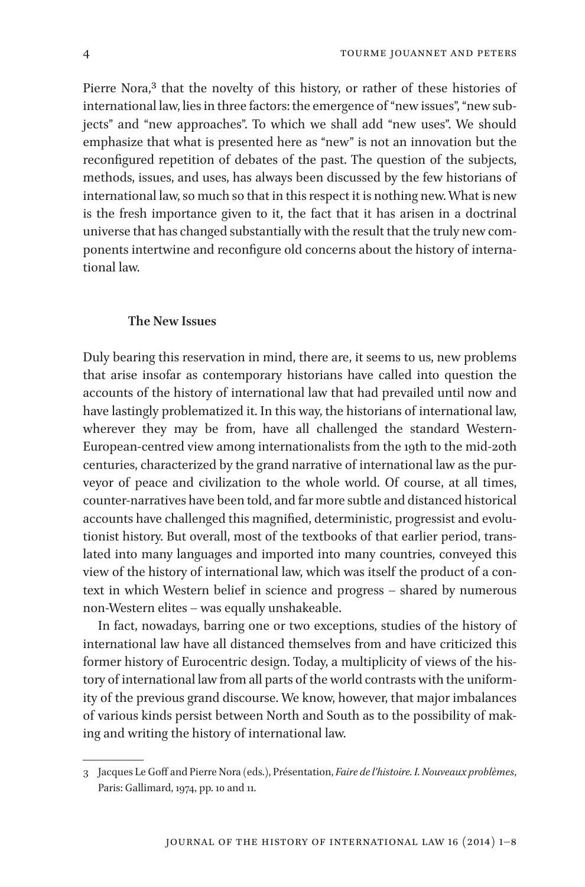Pierre Nora,[3] that the novelty of this history, or rather of these histories of international law, lies in three factors: the emergence of "new issues", "new subjects" and "new approaches". To which we shall add "new uses". We should emphasize that what is presented here as "new" is not an innovation but the reconfigured repetition of debates of the past. The question of the subjects, methods, issues, and uses, has always been discussed by the few historians of international law, so much so that in this respect it is nothing new. What is new is the fresh importance given to it, the fact that it has arisen in a doctrinal universe that has changed substantially with the result that the truly new components intertwine and reconfigure old concerns about the history of international law.

## The New Issues

Duly bearing this reservation in mind, there are, it seems to us, new problems that arise insofar as contemporary historians have called into question the accounts of the history of international law that had prevailed until now and have lastingly problematized it. In this way, the historians of international law, wherever they may be from, have all challenged the standard Western-European-centred view among internationalists from the 19th to the mid-20th centuries, characterized by the grand narrative of international law as the purveyor of peace and civilization to the whole world. Of course, at all times, counter-narratives have been told, and far more subtle and distanced historical accounts have challenged this magnified, deterministic, progressist and evolutionist history. But overall, most of the textbooks of that earlier period, translated into many languages and imported into many countries, conveyed this view of the history of international law, which was itself the product of a context in which Western belief in science and progress – shared by numerous non-Western elites – was equally unshakeable.

In fact, nowadays, barring one or two exceptions, studies of the history of international law have all distanced themselves from and have criticized this former history of Eurocentric design. Today, a multiplicity of views of the history of international law from all parts of the world contrasts with the uniformity of the previous grand discourse. We know, however, that major imbalances of various kinds persist between North and South as to the possibility of making and writing the history of international law.

---

3 Jacques Le Goff and Pierre Nora (eds.), Présentation, *Faire de l'histoire. I. Nouveaux problèmes*, Paris: Gallimard, 1974, pp. 10 and 11.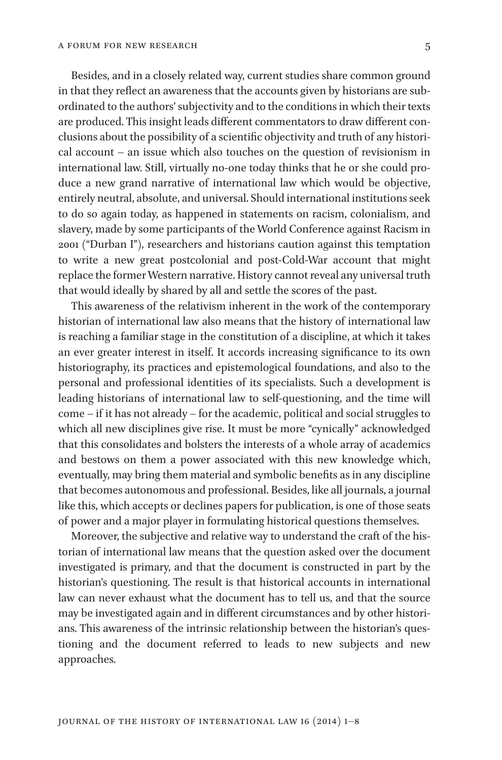Besides, and in a closely related way, current studies share common ground in that they reflect an awareness that the accounts given by historians are subordinated to the authors' subjectivity and to the conditions in which their texts are produced. This insight leads different commentators to draw different conclusions about the possibility of a scientific objectivity and truth of any historical account – an issue which also touches on the question of revisionism in international law. Still, virtually no-one today thinks that he or she could produce a new grand narrative of international law which would be objective, entirely neutral, absolute, and universal. Should international institutions seek to do so again today, as happened in statements on racism, colonialism, and slavery, made by some participants of the World Conference against Racism in 2001 ("Durban I"), researchers and historians caution against this temptation to write a new great postcolonial and post-Cold-War account that might replace the former Western narrative. History cannot reveal any universal truth that would ideally by shared by all and settle the scores of the past.

This awareness of the relativism inherent in the work of the contemporary historian of international law also means that the history of international law is reaching a familiar stage in the constitution of a discipline, at which it takes an ever greater interest in itself. It accords increasing significance to its own historiography, its practices and epistemological foundations, and also to the personal and professional identities of its specialists. Such a development is leading historians of international law to self-questioning, and the time will come – if it has not already – for the academic, political and social struggles to which all new disciplines give rise. It must be more "cynically" acknowledged that this consolidates and bolsters the interests of a whole array of academics and bestows on them a power associated with this new knowledge which, eventually, may bring them material and symbolic benefits as in any discipline that becomes autonomous and professional. Besides, like all journals, a journal like this, which accepts or declines papers for publication, is one of those seats of power and a major player in formulating historical questions themselves.

Moreover, the subjective and relative way to understand the craft of the historian of international law means that the question asked over the document investigated is primary, and that the document is constructed in part by the historian's questioning. The result is that historical accounts in international law can never exhaust what the document has to tell us, and that the source may be investigated again and in different circumstances and by other historians. This awareness of the intrinsic relationship between the historian's questioning and the document referred to leads to new subjects and new approaches.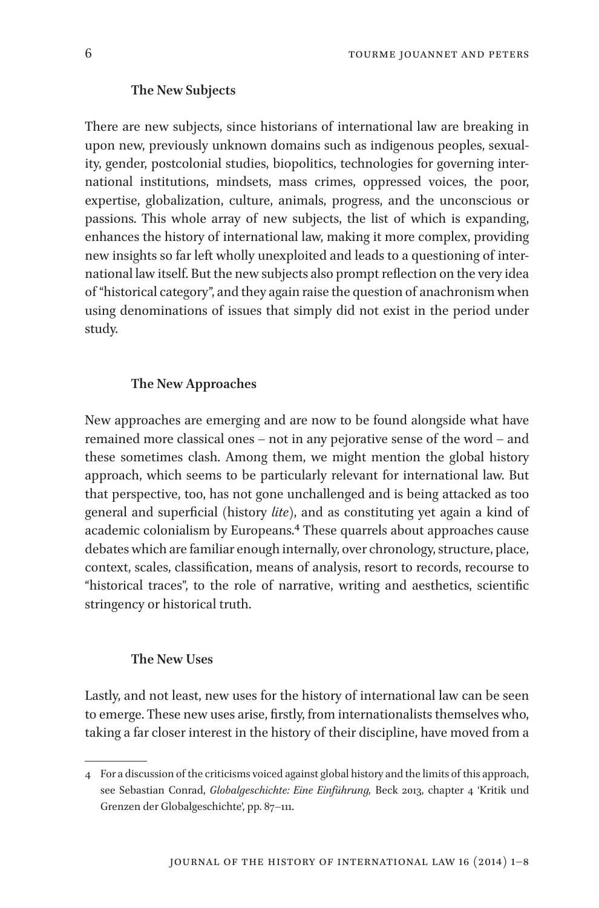### The New Subjects

There are new subjects, since historians of international law are breaking in upon new, previously unknown domains such as indigenous peoples, sexuality, gender, postcolonial studies, biopolitics, technologies for governing international institutions, mindsets, mass crimes, oppressed voices, the poor, expertise, globalization, culture, animals, progress, and the unconscious or passions. This whole array of new subjects, the list of which is expanding, enhances the history of international law, making it more complex, providing new insights so far left wholly unexploited and leads to a questioning of international law itself. But the new subjects also prompt reflection on the very idea of "historical category", and they again raise the question of anachronism when using denominations of issues that simply did not exist in the period under study.

### The New Approaches

New approaches are emerging and are now to be found alongside what have remained more classical ones – not in any pejorative sense of the word – and these sometimes clash. Among them, we might mention the global history approach, which seems to be particularly relevant for international law. But that perspective, too, has not gone unchallenged and is being attacked as too general and superficial (history *lite*), and as constituting yet again a kind of academic colonialism by Europeans.[4] These quarrels about approaches cause debates which are familiar enough internally, over chronology, structure, place, context, scales, classification, means of analysis, resort to records, recourse to "historical traces", to the role of narrative, writing and aesthetics, scientific stringency or historical truth.

### The New Uses

Lastly, and not least, new uses for the history of international law can be seen to emerge. These new uses arise, firstly, from internationalists themselves who, taking a far closer interest in the history of their discipline, have moved from a

---

4 For a discussion of the criticisms voiced against global history and the limits of this approach, see Sebastian Conrad, *Globalgeschichte: Eine Einführung,* Beck 2013, chapter 4 'Kritik und Grenzen der Globalgeschichte', pp. 87–111.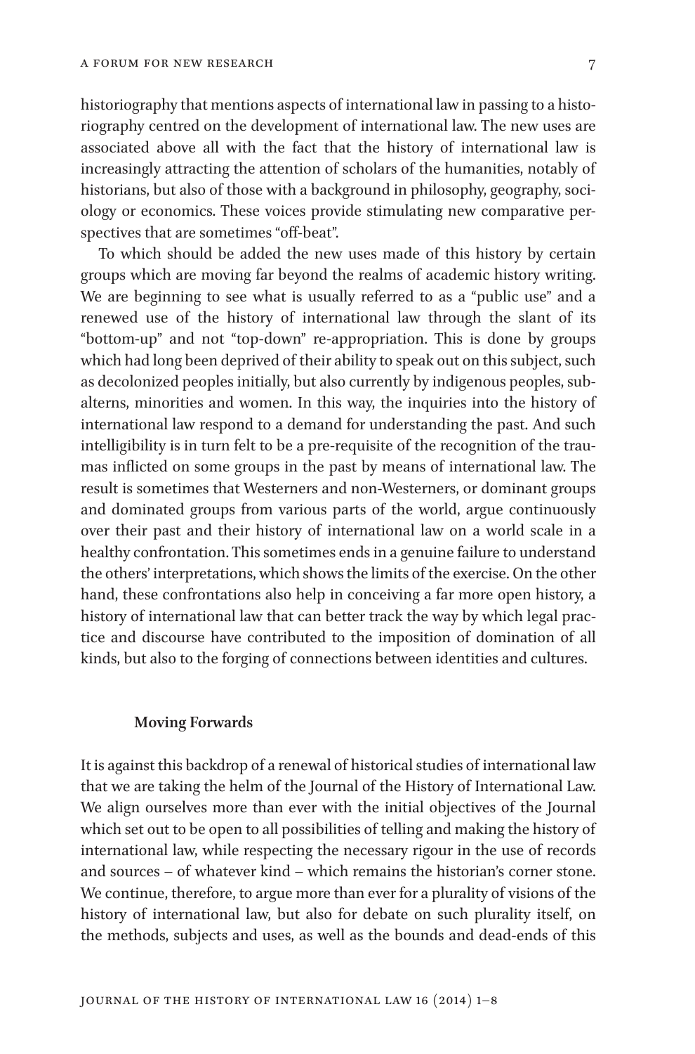historiography that mentions aspects of international law in passing to a historiography centred on the development of international law. The new uses are associated above all with the fact that the history of international law is increasingly attracting the attention of scholars of the humanities, notably of historians, but also of those with a background in philosophy, geography, sociology or economics. These voices provide stimulating new comparative perspectives that are sometimes "off-beat".

To which should be added the new uses made of this history by certain groups which are moving far beyond the realms of academic history writing. We are beginning to see what is usually referred to as a "public use" and a renewed use of the history of international law through the slant of its "bottom-up" and not "top-down" re-appropriation. This is done by groups which had long been deprived of their ability to speak out on this subject, such as decolonized peoples initially, but also currently by indigenous peoples, subalterns, minorities and women. In this way, the inquiries into the history of international law respond to a demand for understanding the past. And such intelligibility is in turn felt to be a pre-requisite of the recognition of the traumas inflicted on some groups in the past by means of international law. The result is sometimes that Westerners and non-Westerners, or dominant groups and dominated groups from various parts of the world, argue continuously over their past and their history of international law on a world scale in a healthy confrontation. This sometimes ends in a genuine failure to understand the others' interpretations, which shows the limits of the exercise. On the other hand, these confrontations also help in conceiving a far more open history, a history of international law that can better track the way by which legal practice and discourse have contributed to the imposition of domination of all kinds, but also to the forging of connections between identities and cultures.

## Moving Forwards

It is against this backdrop of a renewal of historical studies of international law that we are taking the helm of the Journal of the History of International Law. We align ourselves more than ever with the initial objectives of the Journal which set out to be open to all possibilities of telling and making the history of international law, while respecting the necessary rigour in the use of records and sources – of whatever kind – which remains the historian's corner stone. We continue, therefore, to argue more than ever for a plurality of visions of the history of international law, but also for debate on such plurality itself, on the methods, subjects and uses, as well as the bounds and dead-ends of this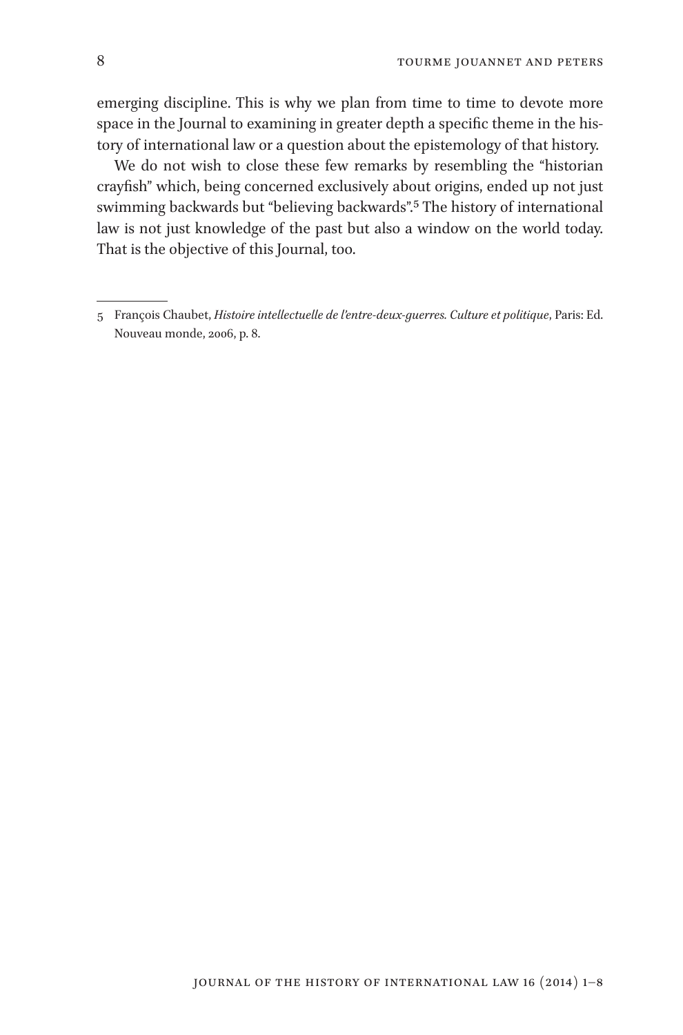emerging discipline. This is why we plan from time to time to devote more space in the Journal to examining in greater depth a specific theme in the history of international law or a question about the epistemology of that history.

We do not wish to close these few remarks by resembling the "historian crayfish" which, being concerned exclusively about origins, ended up not just swimming backwards but "believing backwards".[5] The history of international law is not just knowledge of the past but also a window on the world today. That is the objective of this Journal, too.

---

5 François Chaubet, *Histoire intellectuelle de l'entre-deux-guerres. Culture et politique*, Paris: Ed. Nouveau monde, 2006, p. 8.